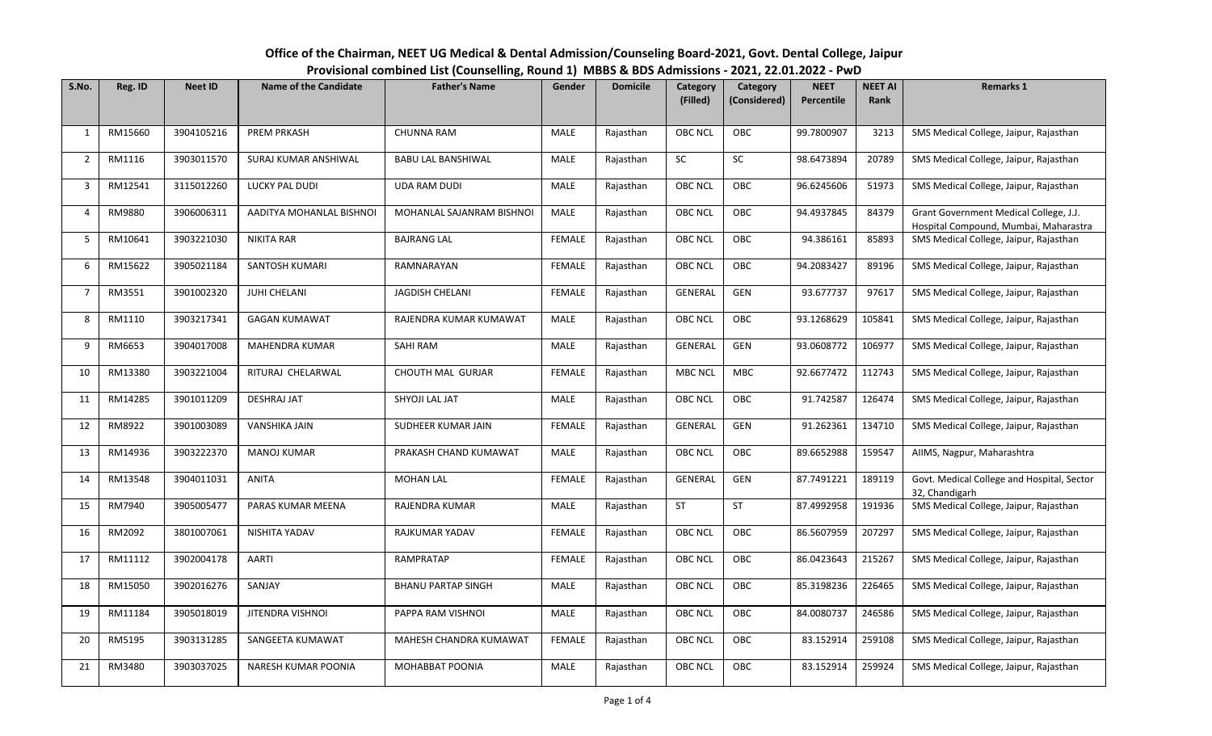**Office of the Chairman, NEET UG Medical & Dental Admission/Counseling Board-2021, Govt. Dental College, Jaipur**

**Provisional combined List (Counselling, Round 1) MBBS & BDS Admissions - 2021, 22.01.2022 - PwD**

| S.No. | Reg. ID | Neet ID | Name of the Candidate | Father's Name | Gender | Domicile | Category (Filled) | Category (Considered) | NEET Percentile | NEET AI Rank | Remarks 1 |
|---|---|---|---|---|---|---|---|---|---|---|---|
| 1 | RM15660 | 3904105216 | PREM PRKASH | CHUNNA RAM | MALE | Rajasthan | OBC NCL | OBC | 99.7800907 | 3213 | SMS Medical College, Jaipur, Rajasthan |
| 2 | RM1116 | 3903011570 | SURAJ KUMAR ANSHIWAL | BABU LAL BANSHIWAL | MALE | Rajasthan | SC | SC | 98.6473894 | 20789 | SMS Medical College, Jaipur, Rajasthan |
| 3 | RM12541 | 3115012260 | LUCKY PAL DUDI | UDA RAM DUDI | MALE | Rajasthan | OBC NCL | OBC | 96.6245606 | 51973 | SMS Medical College, Jaipur, Rajasthan |
| 4 | RM9880 | 3906006311 | AADITYA MOHANLAL BISHNOI | MOHANLAL SAJANRAM BISHNOI | MALE | Rajasthan | OBC NCL | OBC | 94.4937845 | 84379 | Grant Government Medical College, J.J. Hospital Compound, Mumbai, Maharastra |
| 5 | RM10641 | 3903221030 | NIKITA RAR | BAJRANG LAL | FEMALE | Rajasthan | OBC NCL | OBC | 94.386161 | 85893 | SMS Medical College, Jaipur, Rajasthan |
| 6 | RM15622 | 3905021184 | SANTOSH KUMARI | RAMNARAYAN | FEMALE | Rajasthan | OBC NCL | OBC | 94.2083427 | 89196 | SMS Medical College, Jaipur, Rajasthan |
| 7 | RM3551 | 3901002320 | JUHI CHELANI | JAGDISH CHELANI | FEMALE | Rajasthan | GENERAL | GEN | 93.677737 | 97617 | SMS Medical College, Jaipur, Rajasthan |
| 8 | RM1110 | 3903217341 | GAGAN KUMAWAT | RAJENDRA KUMAR KUMAWAT | MALE | Rajasthan | OBC NCL | OBC | 93.1268629 | 105841 | SMS Medical College, Jaipur, Rajasthan |
| 9 | RM6653 | 3904017008 | MAHENDRA KUMAR | SAHI RAM | MALE | Rajasthan | GENERAL | GEN | 93.0608772 | 106977 | SMS Medical College, Jaipur, Rajasthan |
| 10 | RM13380 | 3903221004 | RITURAJ CHELARWAL | CHOUTH MAL GURJAR | FEMALE | Rajasthan | MBC NCL | MBC | 92.6677472 | 112743 | SMS Medical College, Jaipur, Rajasthan |
| 11 | RM14285 | 3901011209 | DESHRAJ JAT | SHYOJI LAL JAT | MALE | Rajasthan | OBC NCL | OBC | 91.742587 | 126474 | SMS Medical College, Jaipur, Rajasthan |
| 12 | RM8922 | 3901003089 | VANSHIKA JAIN | SUDHEER KUMAR JAIN | FEMALE | Rajasthan | GENERAL | GEN | 91.262361 | 134710 | SMS Medical College, Jaipur, Rajasthan |
| 13 | RM14936 | 3903222370 | MANOJ KUMAR | PRAKASH CHAND KUMAWAT | MALE | Rajasthan | OBC NCL | OBC | 89.6652988 | 159547 | AIIMS, Nagpur, Maharashtra |
| 14 | RM13548 | 3904011031 | ANITA | MOHAN LAL | FEMALE | Rajasthan | GENERAL | GEN | 87.7491221 | 189119 | Govt. Medical College and Hospital, Sector 32, Chandigarh |
| 15 | RM7940 | 3905005477 | PARAS KUMAR MEENA | RAJENDRA KUMAR | MALE | Rajasthan | ST | ST | 87.4992958 | 191936 | SMS Medical College, Jaipur, Rajasthan |
| 16 | RM2092 | 3801007061 | NISHITA YADAV | RAJKUMAR YADAV | FEMALE | Rajasthan | OBC NCL | OBC | 86.5607959 | 207297 | SMS Medical College, Jaipur, Rajasthan |
| 17 | RM11112 | 3902004178 | AARTI | RAMPRATAP | FEMALE | Rajasthan | OBC NCL | OBC | 86.0423643 | 215267 | SMS Medical College, Jaipur, Rajasthan |
| 18 | RM15050 | 3902016276 | SANJAY | BHANU PARTAP SINGH | MALE | Rajasthan | OBC NCL | OBC | 85.3198236 | 226465 | SMS Medical College, Jaipur, Rajasthan |
| 19 | RM11184 | 3905018019 | JITENDRA VISHNOI | PAPPA RAM VISHNOI | MALE | Rajasthan | OBC NCL | OBC | 84.0080737 | 246586 | SMS Medical College, Jaipur, Rajasthan |
| 20 | RM5195 | 3903131285 | SANGEETA KUMAWAT | MAHESH CHANDRA KUMAWAT | FEMALE | Rajasthan | OBC NCL | OBC | 83.152914 | 259108 | SMS Medical College, Jaipur, Rajasthan |
| 21 | RM3480 | 3903037025 | NARESH KUMAR POONIA | MOHABBAT POONIA | MALE | Rajasthan | OBC NCL | OBC | 83.152914 | 259924 | SMS Medical College, Jaipur, Rajasthan |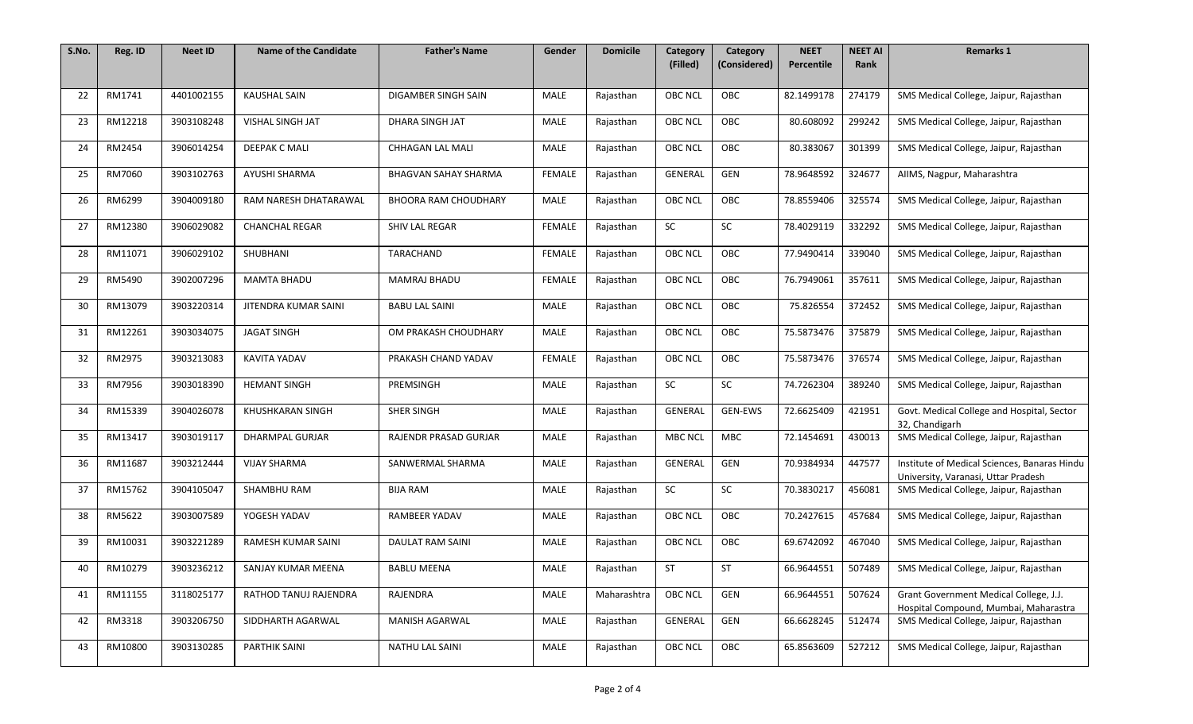| S.No. | Reg. ID | Neet ID | Name of the Candidate | Father's Name | Gender | Domicile | Category (Filled) | Category (Considered) | NEET Percentile | NEET AI Rank | Remarks 1 |
|---|---|---|---|---|---|---|---|---|---|---|---|
| 22 | RM1741 | 4401002155 | KAUSHAL SAIN | DIGAMBER SINGH SAIN | MALE | Rajasthan | OBC NCL | OBC | 82.1499178 | 274179 | SMS Medical College, Jaipur, Rajasthan |
| 23 | RM12218 | 3903108248 | VISHAL SINGH JAT | DHARA SINGH JAT | MALE | Rajasthan | OBC NCL | OBC | 80.608092 | 299242 | SMS Medical College, Jaipur, Rajasthan |
| 24 | RM2454 | 3906014254 | DEEPAK C MALI | CHHAGAN LAL MALI | MALE | Rajasthan | OBC NCL | OBC | 80.383067 | 301399 | SMS Medical College, Jaipur, Rajasthan |
| 25 | RM7060 | 3903102763 | AYUSHI SHARMA | BHAGVAN SAHAY SHARMA | FEMALE | Rajasthan | GENERAL | GEN | 78.9648592 | 324677 | AIIMS, Nagpur, Maharashtra |
| 26 | RM6299 | 3904009180 | RAM NARESH DHATARAWAL | BHOORA RAM CHOUDHARY | MALE | Rajasthan | OBC NCL | OBC | 78.8559406 | 325574 | SMS Medical College, Jaipur, Rajasthan |
| 27 | RM12380 | 3906029082 | CHANCHAL REGAR | SHIV LAL REGAR | FEMALE | Rajasthan | SC | SC | 78.4029119 | 332292 | SMS Medical College, Jaipur, Rajasthan |
| 28 | RM11071 | 3906029102 | SHUBHANI | TARACHAND | FEMALE | Rajasthan | OBC NCL | OBC | 77.9490414 | 339040 | SMS Medical College, Jaipur, Rajasthan |
| 29 | RM5490 | 3902007296 | MAMTA BHADU | MAMRAJ BHADU | FEMALE | Rajasthan | OBC NCL | OBC | 76.7949061 | 357611 | SMS Medical College, Jaipur, Rajasthan |
| 30 | RM13079 | 3903220314 | JITENDRA KUMAR SAINI | BABU LAL SAINI | MALE | Rajasthan | OBC NCL | OBC | 75.826554 | 372452 | SMS Medical College, Jaipur, Rajasthan |
| 31 | RM12261 | 3903034075 | JAGAT SINGH | OM PRAKASH CHOUDHARY | MALE | Rajasthan | OBC NCL | OBC | 75.5873476 | 375879 | SMS Medical College, Jaipur, Rajasthan |
| 32 | RM2975 | 3903213083 | KAVITA YADAV | PRAKASH CHAND YADAV | FEMALE | Rajasthan | OBC NCL | OBC | 75.5873476 | 376574 | SMS Medical College, Jaipur, Rajasthan |
| 33 | RM7956 | 3903018390 | HEMANT SINGH | PREMSINGH | MALE | Rajasthan | SC | SC | 74.7262304 | 389240 | SMS Medical College, Jaipur, Rajasthan |
| 34 | RM15339 | 3904026078 | KHUSHKARAN SINGH | SHER SINGH | MALE | Rajasthan | GENERAL | GEN-EWS | 72.6625409 | 421951 | Govt. Medical College and Hospital, Sector 32, Chandigarh |
| 35 | RM13417 | 3903019117 | DHARMPAL GURJAR | RAJENDR PRASAD GURJAR | MALE | Rajasthan | MBC NCL | MBC | 72.1454691 | 430013 | SMS Medical College, Jaipur, Rajasthan |
| 36 | RM11687 | 3903212444 | VIJAY SHARMA | SANWERMAL SHARMA | MALE | Rajasthan | GENERAL | GEN | 70.9384934 | 447577 | Institute of Medical Sciences, Banaras Hindu University, Varanasi, Uttar Pradesh |
| 37 | RM15762 | 3904105047 | SHAMBHU RAM | BIJA RAM | MALE | Rajasthan | SC | SC | 70.3830217 | 456081 | SMS Medical College, Jaipur, Rajasthan |
| 38 | RM5622 | 3903007589 | YOGESH YADAV | RAMBEER YADAV | MALE | Rajasthan | OBC NCL | OBC | 70.2427615 | 457684 | SMS Medical College, Jaipur, Rajasthan |
| 39 | RM10031 | 3903221289 | RAMESH KUMAR SAINI | DAULAT RAM SAINI | MALE | Rajasthan | OBC NCL | OBC | 69.6742092 | 467040 | SMS Medical College, Jaipur, Rajasthan |
| 40 | RM10279 | 3903236212 | SANJAY KUMAR MEENA | BABLU MEENA | MALE | Rajasthan | ST | ST | 66.9644551 | 507489 | SMS Medical College, Jaipur, Rajasthan |
| 41 | RM11155 | 3118025177 | RATHOD TANUJ RAJENDRA | RAJENDRA | MALE | Maharashtra | OBC NCL | GEN | 66.9644551 | 507624 | Grant Government Medical College, J.J. Hospital Compound, Mumbai, Maharastra |
| 42 | RM3318 | 3903206750 | SIDDHARTH AGARWAL | MANISH AGARWAL | MALE | Rajasthan | GENERAL | GEN | 66.6628245 | 512474 | SMS Medical College, Jaipur, Rajasthan |
| 43 | RM10800 | 3903130285 | PARTHIK SAINI | NATHU LAL SAINI | MALE | Rajasthan | OBC NCL | OBC | 65.8563609 | 527212 | SMS Medical College, Jaipur, Rajasthan |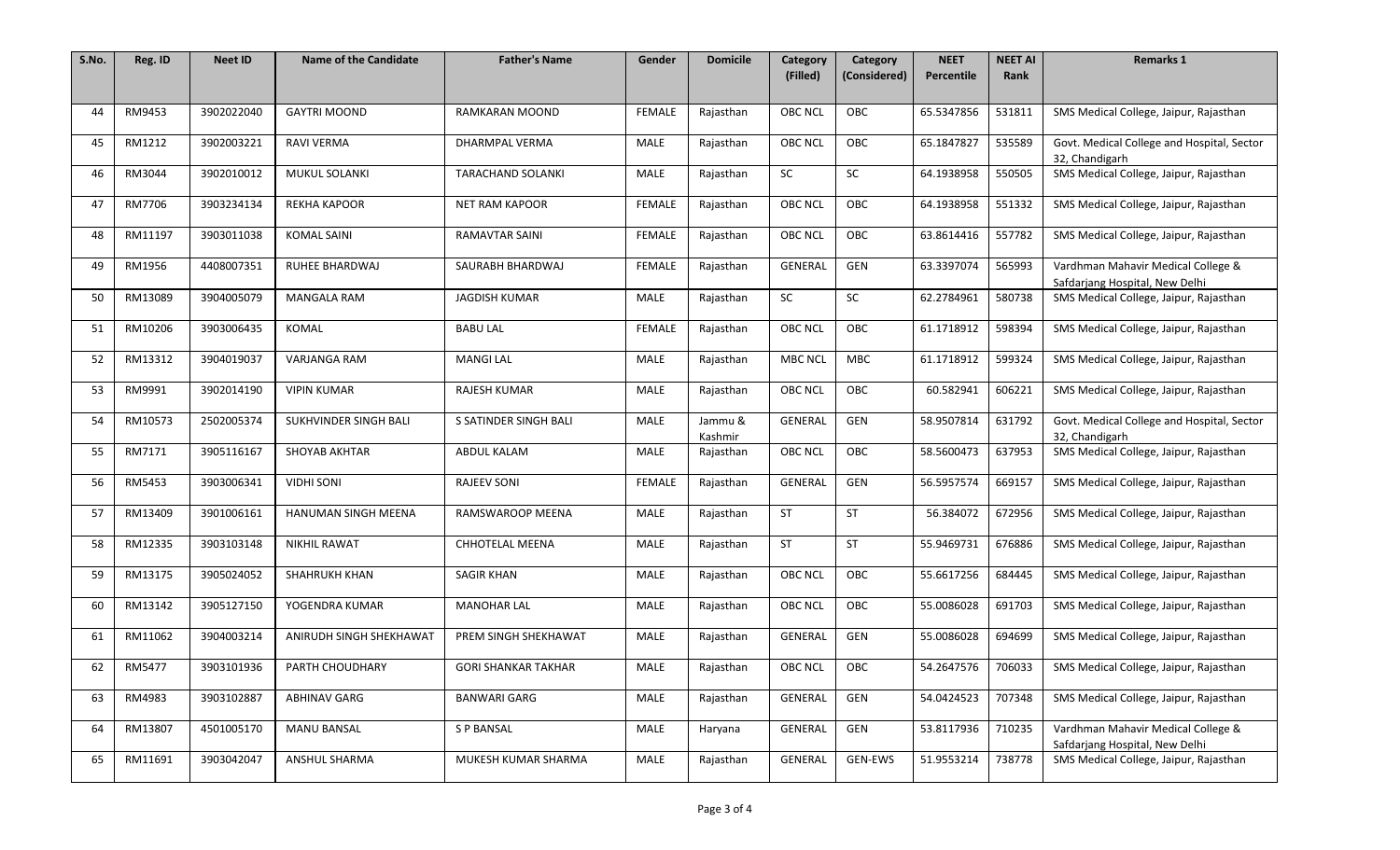| S.No. | Reg. ID | Neet ID | Name of the Candidate | Father's Name | Gender | Domicile | Category (Filled) | Category (Considered) | NEET Percentile | NEET AI Rank | Remarks 1 |
|---|---|---|---|---|---|---|---|---|---|---|---|
| 44 | RM9453 | 3902022040 | GAYTRI MOOND | RAMKARAN MOOND | FEMALE | Rajasthan | OBC NCL | OBC | 65.5347856 | 531811 | SMS Medical College, Jaipur, Rajasthan |
| 45 | RM1212 | 3902003221 | RAVI VERMA | DHARMPAL VERMA | MALE | Rajasthan | OBC NCL | OBC | 65.1847827 | 535589 | Govt. Medical College and Hospital, Sector 32, Chandigarh |
| 46 | RM3044 | 3902010012 | MUKUL SOLANKI | TARACHAND SOLANKI | MALE | Rajasthan | SC | SC | 64.1938958 | 550505 | SMS Medical College, Jaipur, Rajasthan |
| 47 | RM7706 | 3903234134 | REKHA KAPOOR | NET RAM KAPOOR | FEMALE | Rajasthan | OBC NCL | OBC | 64.1938958 | 551332 | SMS Medical College, Jaipur, Rajasthan |
| 48 | RM11197 | 3903011038 | KOMAL SAINI | RAMAVTAR SAINI | FEMALE | Rajasthan | OBC NCL | OBC | 63.8614416 | 557782 | SMS Medical College, Jaipur, Rajasthan |
| 49 | RM1956 | 4408007351 | RUHEE BHARDWAJ | SAURABH BHARDWAJ | FEMALE | Rajasthan | GENERAL | GEN | 63.3397074 | 565993 | Vardhman Mahavir Medical College & Safdarjang Hospital, New Delhi |
| 50 | RM13089 | 3904005079 | MANGALA RAM | JAGDISH KUMAR | MALE | Rajasthan | SC | SC | 62.2784961 | 580738 | SMS Medical College, Jaipur, Rajasthan |
| 51 | RM10206 | 3903006435 | KOMAL | BABU LAL | FEMALE | Rajasthan | OBC NCL | OBC | 61.1718912 | 598394 | SMS Medical College, Jaipur, Rajasthan |
| 52 | RM13312 | 3904019037 | VARJANGA RAM | MANGI LAL | MALE | Rajasthan | MBC NCL | MBC | 61.1718912 | 599324 | SMS Medical College, Jaipur, Rajasthan |
| 53 | RM9991 | 3902014190 | VIPIN KUMAR | RAJESH KUMAR | MALE | Rajasthan | OBC NCL | OBC | 60.582941 | 606221 | SMS Medical College, Jaipur, Rajasthan |
| 54 | RM10573 | 2502005374 | SUKHVINDER SINGH BALI | S SATINDER SINGH BALI | MALE | Jammu & Kashmir | GENERAL | GEN | 58.9507814 | 631792 | Govt. Medical College and Hospital, Sector 32, Chandigarh |
| 55 | RM7171 | 3905116167 | SHOYAB AKHTAR | ABDUL KALAM | MALE | Rajasthan | OBC NCL | OBC | 58.5600473 | 637953 | SMS Medical College, Jaipur, Rajasthan |
| 56 | RM5453 | 3903006341 | VIDHI SONI | RAJEEV SONI | FEMALE | Rajasthan | GENERAL | GEN | 56.5957574 | 669157 | SMS Medical College, Jaipur, Rajasthan |
| 57 | RM13409 | 3901006161 | HANUMAN SINGH MEENA | RAMSWAROOP MEENA | MALE | Rajasthan | ST | ST | 56.384072 | 672956 | SMS Medical College, Jaipur, Rajasthan |
| 58 | RM12335 | 3903103148 | NIKHIL RAWAT | CHHOTELAL MEENA | MALE | Rajasthan | ST | ST | 55.9469731 | 676886 | SMS Medical College, Jaipur, Rajasthan |
| 59 | RM13175 | 3905024052 | SHAHRUKH KHAN | SAGIR KHAN | MALE | Rajasthan | OBC NCL | OBC | 55.6617256 | 684445 | SMS Medical College, Jaipur, Rajasthan |
| 60 | RM13142 | 3905127150 | YOGENDRA KUMAR | MANOHAR LAL | MALE | Rajasthan | OBC NCL | OBC | 55.0086028 | 691703 | SMS Medical College, Jaipur, Rajasthan |
| 61 | RM11062 | 3904003214 | ANIRUDH SINGH SHEKHAWAT | PREM SINGH SHEKHAWAT | MALE | Rajasthan | GENERAL | GEN | 55.0086028 | 694699 | SMS Medical College, Jaipur, Rajasthan |
| 62 | RM5477 | 3903101936 | PARTH CHOUDHARY | GORI SHANKAR TAKHAR | MALE | Rajasthan | OBC NCL | OBC | 54.2647576 | 706033 | SMS Medical College, Jaipur, Rajasthan |
| 63 | RM4983 | 3903102887 | ABHINAV GARG | BANWARI GARG | MALE | Rajasthan | GENERAL | GEN | 54.0424523 | 707348 | SMS Medical College, Jaipur, Rajasthan |
| 64 | RM13807 | 4501005170 | MANU BANSAL | S P BANSAL | MALE | Haryana | GENERAL | GEN | 53.8117936 | 710235 | Vardhman Mahavir Medical College & Safdarjang Hospital, New Delhi |
| 65 | RM11691 | 3903042047 | ANSHUL SHARMA | MUKESH KUMAR SHARMA | MALE | Rajasthan | GENERAL | GEN-EWS | 51.9553214 | 738778 | SMS Medical College, Jaipur, Rajasthan |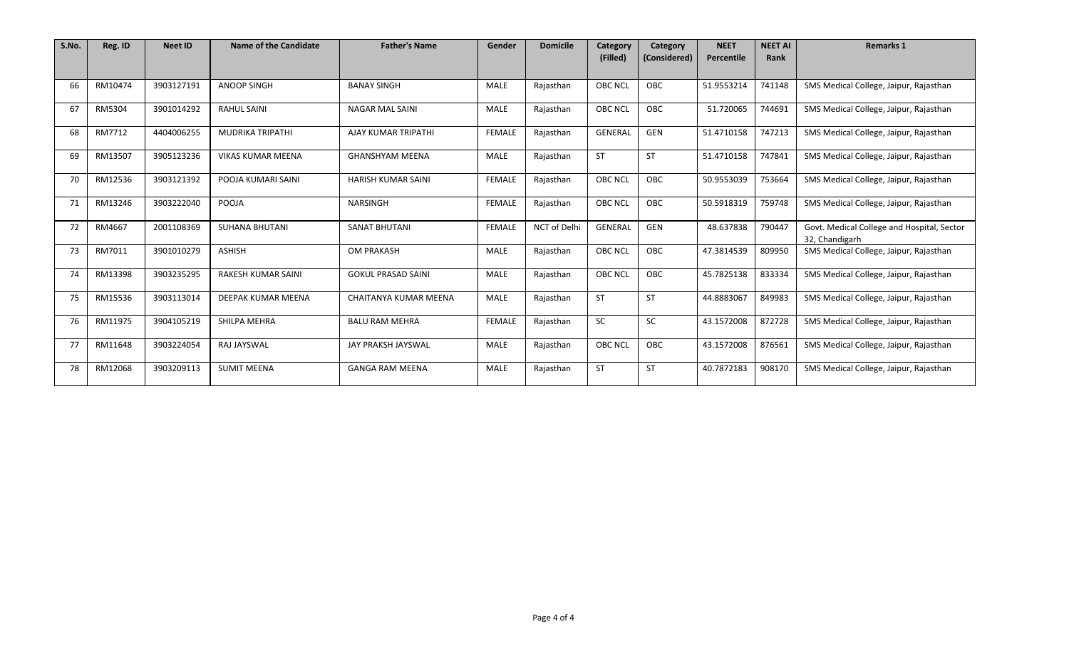| S.No. | Reg. ID | Neet ID | Name of the Candidate | Father's Name | Gender | Domicile | Category (Filled) | Category (Considered) | NEET Percentile | NEET AI Rank | Remarks 1 |
|---|---|---|---|---|---|---|---|---|---|---|---|
| 66 | RM10474 | 3903127191 | ANOOP SINGH | BANAY SINGH | MALE | Rajasthan | OBC NCL | OBC | 51.9553214 | 741148 | SMS Medical College, Jaipur, Rajasthan |
| 67 | RM5304 | 3901014292 | RAHUL SAINI | NAGAR MAL SAINI | MALE | Rajasthan | OBC NCL | OBC | 51.720065 | 744691 | SMS Medical College, Jaipur, Rajasthan |
| 68 | RM7712 | 4404006255 | MUDRIKA TRIPATHI | AJAY KUMAR TRIPATHI | FEMALE | Rajasthan | GENERAL | GEN | 51.4710158 | 747213 | SMS Medical College, Jaipur, Rajasthan |
| 69 | RM13507 | 3905123236 | VIKAS KUMAR MEENA | GHANSHYAM MEENA | MALE | Rajasthan | ST | ST | 51.4710158 | 747841 | SMS Medical College, Jaipur, Rajasthan |
| 70 | RM12536 | 3903121392 | POOJA KUMARI SAINI | HARISH KUMAR SAINI | FEMALE | Rajasthan | OBC NCL | OBC | 50.9553039 | 753664 | SMS Medical College, Jaipur, Rajasthan |
| 71 | RM13246 | 3903222040 | POOJA | NARSINGH | FEMALE | Rajasthan | OBC NCL | OBC | 50.5918319 | 759748 | SMS Medical College, Jaipur, Rajasthan |
| 72 | RM4667 | 2001108369 | SUHANA BHUTANI | SANAT BHUTANI | FEMALE | NCT of Delhi | GENERAL | GEN | 48.637838 | 790447 | Govt. Medical College and Hospital, Sector 32, Chandigarh |
| 73 | RM7011 | 3901010279 | ASHISH | OM PRAKASH | MALE | Rajasthan | OBC NCL | OBC | 47.3814539 | 809950 | SMS Medical College, Jaipur, Rajasthan |
| 74 | RM13398 | 3903235295 | RAKESH KUMAR SAINI | GOKUL PRASAD SAINI | MALE | Rajasthan | OBC NCL | OBC | 45.7825138 | 833334 | SMS Medical College, Jaipur, Rajasthan |
| 75 | RM15536 | 3903113014 | DEEPAK KUMAR MEENA | CHAITANYA KUMAR MEENA | MALE | Rajasthan | ST | ST | 44.8883067 | 849983 | SMS Medical College, Jaipur, Rajasthan |
| 76 | RM11975 | 3904105219 | SHILPA MEHRA | BALU RAM MEHRA | FEMALE | Rajasthan | SC | SC | 43.1572008 | 872728 | SMS Medical College, Jaipur, Rajasthan |
| 77 | RM11648 | 3903224054 | RAJ JAYSWAL | JAY PRAKSH JAYSWAL | MALE | Rajasthan | OBC NCL | OBC | 43.1572008 | 876561 | SMS Medical College, Jaipur, Rajasthan |
| 78 | RM12068 | 3903209113 | SUMIT MEENA | GANGA RAM MEENA | MALE | Rajasthan | ST | ST | 40.7872183 | 908170 | SMS Medical College, Jaipur, Rajasthan |